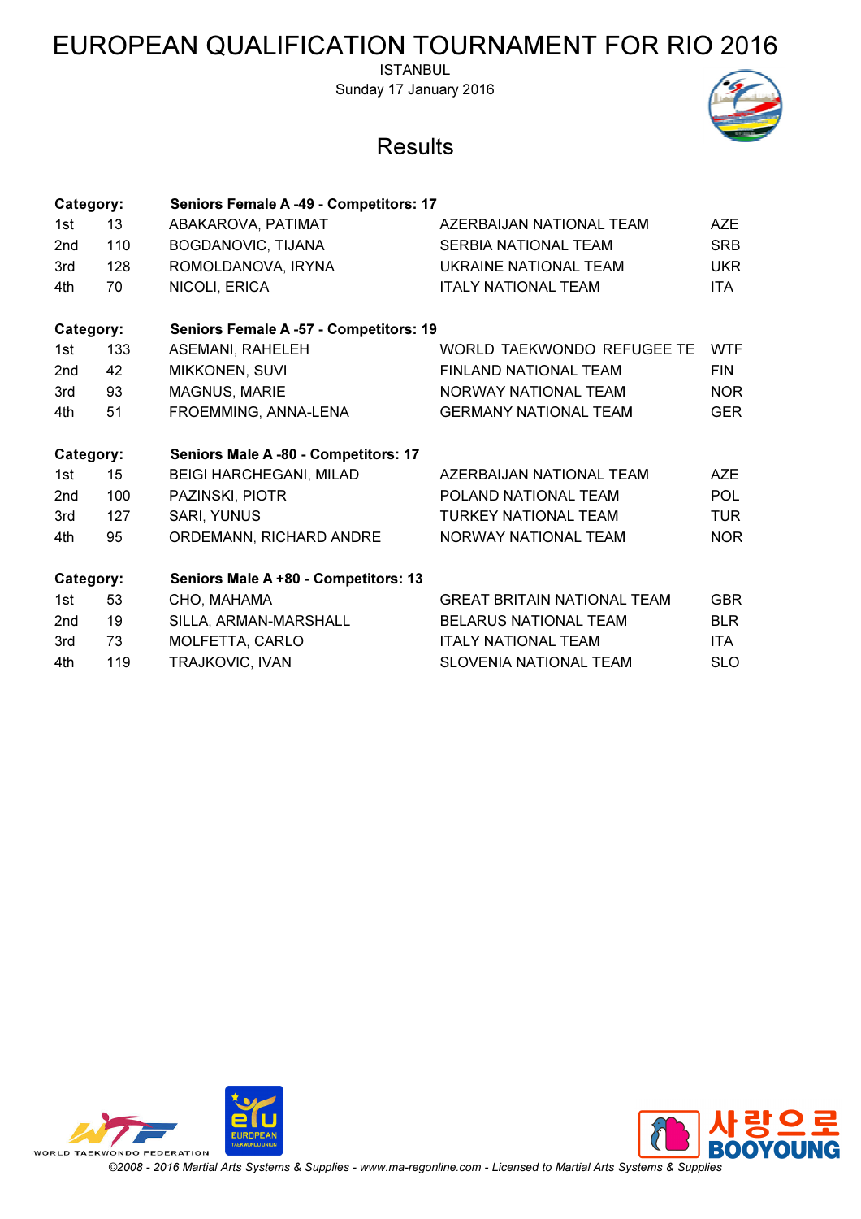# EUROPEAN QUALIFICATION TOURNAMENT FOR RIO 2016

ISTANBUL

Sunday 17 January 2016

## Results

| Category: | | Seniors Female A -49 - Competitors: 17 | | |
|---|---|---|---|---|
| 1st | 13 | ABAKAROVA, PATIMAT | AZERBAIJAN NATIONAL TEAM | AZE |
| 2nd | 110 | BOGDANOVIC, TIJANA | SERBIA NATIONAL TEAM | SRB |
| 3rd | 128 | ROMOLDANOVA, IRYNA | UKRAINE NATIONAL TEAM | UKR |
| 4th | 70 | NICOLI, ERICA | ITALY NATIONAL TEAM | ITA |

| Category: | | Seniors Female A -57 - Competitors: 19 | | |
|---|---|---|---|---|
| 1st | 133 | ASEMANI, RAHELEH | WORLD TAEKWONDO REFUGEE TE | WTF |
| 2nd | 42 | MIKKONEN, SUVI | FINLAND NATIONAL TEAM | FIN |
| 3rd | 93 | MAGNUS, MARIE | NORWAY NATIONAL TEAM | NOR |
| 4th | 51 | FROEMMING, ANNA-LENA | GERMANY NATIONAL TEAM | GER |

| Category: | | Seniors Male A -80 - Competitors: 17 | | |
|---|---|---|---|---|
| 1st | 15 | BEIGI HARCHEGANI, MILAD | AZERBAIJAN NATIONAL TEAM | AZE |
| 2nd | 100 | PAZINSKI, PIOTR | POLAND NATIONAL TEAM | POL |
| 3rd | 127 | SARI, YUNUS | TURKEY NATIONAL TEAM | TUR |
| 4th | 95 | ORDEMANN, RICHARD ANDRE | NORWAY NATIONAL TEAM | NOR |

| Category: | | Seniors Male A +80 - Competitors: 13 | | |
|---|---|---|---|---|
| 1st | 53 | CHO, MAHAMA | GREAT BRITAIN NATIONAL TEAM | GBR |
| 2nd | 19 | SILLA, ARMAN-MARSHALL | BELARUS NATIONAL TEAM | BLR |
| 3rd | 73 | MOLFETTA, CARLO | ITALY NATIONAL TEAM | ITA |
| 4th | 119 | TRAJKOVIC, IVAN | SLOVENIA NATIONAL TEAM | SLO |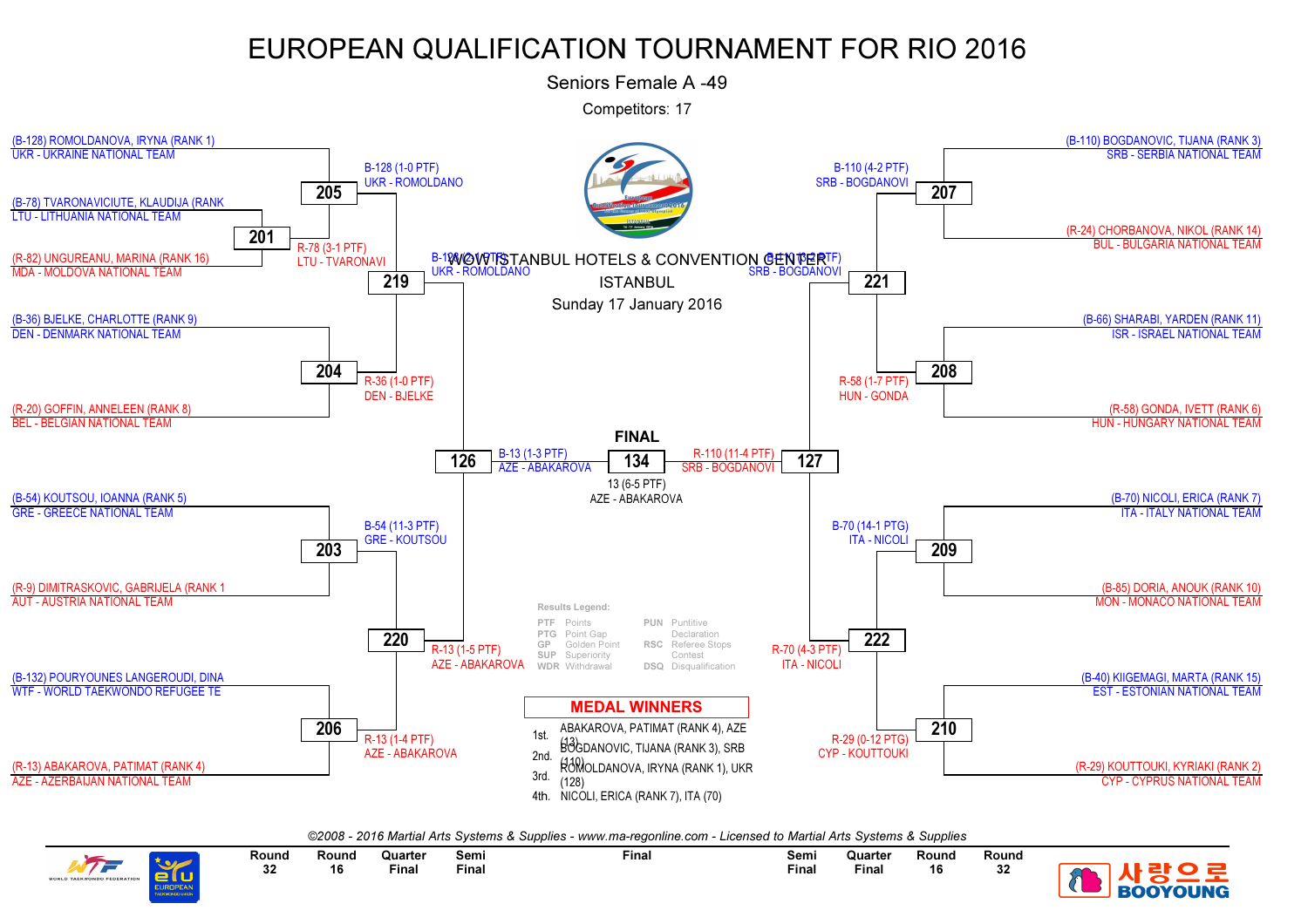# EUROPEAN QUALIFICATION TOURNAMENT FOR RIO 2016

Seniors Female A -49

Competitors: 17

WOW ISTANBUL HOTELS & CONVENTION CENTER

ISTANBUL

Sunday 17 January 2016

## Bracket (Left side)

**Round 32 / Round 16**

- (B-128) ROMOLDANOVA, IRYNA (RANK 1) – UKR - UKRAINE NATIONAL TEAM
- (B-78) TVARONAVICIUTE, KLAUDIJA (RANK – LTU - LITHUANIA NATIONAL TEAM
- (R-82) UNGUREANU, MARINA (RANK 16) – MDA - MOLDOVA NATIONAL TEAM
- (B-36) BJELKE, CHARLOTTE (RANK 9) – DEN - DENMARK NATIONAL TEAM
- (R-20) GOFFIN, ANNELEEN (RANK 8) – BEL - BELGIAN NATIONAL TEAM
- (B-54) KOUTSOU, IOANNA (RANK 5) – GRE - GREECE NATIONAL TEAM
- (R-9) DIMITRASKOVIC, GABRIJELA (RANK 1 – AUT - AUSTRIA NATIONAL TEAM
- (B-132) POURYOUNES LANGEROUDI, DINA – WTF - WORLD TAEKWONDO REFUGEE TE
- (R-13) ABAKAROVA, PATIMAT (RANK 4) – AZE - AZERBAIJAN NATIONAL TEAM

**Matches**

- 201: R-78 (3-1 PTF) LTU - TVARONAVI
- 205: B-128 (1-0 PTF) UKR - ROMOLDANO
- 204: R-36 (1-0 PTF) DEN - BJELKE
- 219: B-128 (2-1 PTF) UKR - ROMOLDANO
- 203: B-54 (11-3 PTF) GRE - KOUTSOU
- 206: R-13 (1-4 PTF) AZE - ABAKAROVA
- 220: R-13 (1-5 PTF) AZE - ABAKAROVA
- 126: B-13 (1-3 PTF) AZE - ABAKAROVA

## Bracket (Right side)

- (B-110) BOGDANOVIC, TIJANA (RANK 3) – SRB - SERBIA NATIONAL TEAM
- (R-24) CHORBANOVA, NIKOL (RANK 14) – BUL - BULGARIA NATIONAL TEAM
- (B-66) SHARABI, YARDEN (RANK 11) – ISR - ISRAEL NATIONAL TEAM
- (R-58) GONDA, IVETT (RANK 6) – HUN - HUNGARY NATIONAL TEAM
- (B-70) NICOLI, ERICA (RANK 7) – ITA - ITALY NATIONAL TEAM
- (B-85) DORIA, ANOUK (RANK 10) – MON - MONACO NATIONAL TEAM
- (B-40) KIIGEMAGI, MARTA (RANK 15) – EST - ESTONIAN NATIONAL TEAM
- (R-29) KOUTTOUKI, KYRIAKI (RANK 2) – CYP - CYPRUS NATIONAL TEAM

**Matches**

- 207: B-110 (4-2 PTF) SRB - BOGDANOVI
- 208: R-58 (1-7 PTF) HUN - GONDA
- 221: B-110 (6-2 PTF) SRB - BOGDANOVI
- 209: B-70 (14-1 PTG) ITA - NICOLI
- 210: R-29 (0-12 PTG) CYP - KOUTTOUKI
- 222: R-70 (4-3 PTF) ITA - NICOLI
- 127: R-110 (11-4 PTF) SRB - BOGDANOVI

## FINAL

134: 13 (6-5 PTF) AZE - ABAKAROVA

## Results Legend:

| | | | |
|---|---|---|---|
| PTF | Points | PUN | Puntitive Declaration |
| PTG | Point Gap | | |
| GP | Golden Point | RSC | Referee Stops Contest |
| SUP | Superiority | | |
| WDR | Withdrawal | DSQ | Disqualification |

## MEDAL WINNERS

| | |
|---|---|
| 1st. | ABAKAROVA, PATIMAT (RANK 4), AZE (13) |
| 2nd. | BOGDANOVIC, TIJANA (RANK 3), SRB (110) |
| 3rd. | ROMOLDANOVA, IRYNA (RANK 1), UKR (128) |
| 4th. | NICOLI, ERICA (RANK 7), ITA (70) |

*©2008 - 2016 Martial Arts Systems & Supplies - www.ma-regonline.com - Licensed to Martial Arts Systems & Supplies*

Round 32 | Round 16 | Quarter Final | Semi Final | Final | Semi Final | Quarter Final | Round 16 | Round 32

사랑으로 BOOYOUNG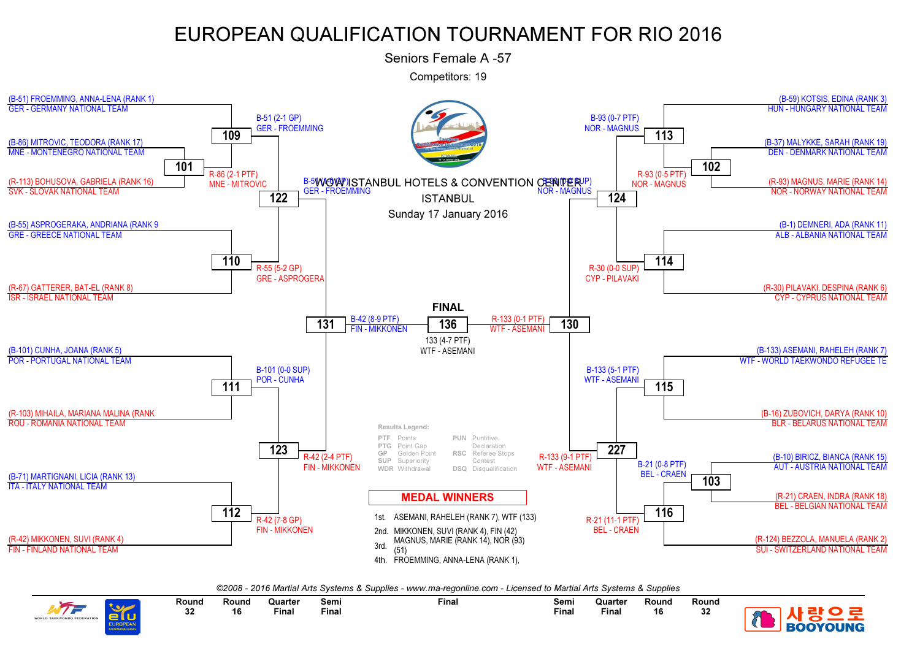# EUROPEAN QUALIFICATION TOURNAMENT FOR RIO 2016

Seniors Female A -57

Competitors: 19

WOW ISTANBUL HOTELS & CONVENTION CENTER

ISTANBUL

Sunday 17 January 2016

## Left Bracket

**Round 32 / Round 16**

- (B-51) FROEMMING, ANNA-LENA (RANK 1) — GER - GERMANY NATIONAL TEAM
- (B-86) MITROVIC, TEODORA (RANK 17) — MNE - MONTENEGRO NATIONAL TEAM
- (R-113) BOHUSOVA, GABRIELA (RANK 16) — SVK - SLOVAK NATIONAL TEAM
- (B-55) ASPROGERAKA, ANDRIANA (RANK 9 — GRE - GREECE NATIONAL TEAM
- (R-67) GATTERER, BAT-EL (RANK 8) — ISR - ISRAEL NATIONAL TEAM
- (B-101) CUNHA, JOANA (RANK 5) — POR - PORTUGAL NATIONAL TEAM
- (R-103) MIHAILA, MARIANA MALINA (RANK — ROU - ROMANIA NATIONAL TEAM
- (B-71) MARTIGNANI, LICIA (RANK 13) — ITA - ITALY NATIONAL TEAM
- (R-42) MIKKONEN, SUVI (RANK 4) — FIN - FINLAND NATIONAL TEAM

**Results**

- 101: R-86 (2-1 PTF) MNE - MITROVIC
- 109: B-51 (2-1 GP) GER - FROEMMING
- 110: R-55 (5-2 GP) GRE - ASPROGERA
- 111: B-101 (0-0 SUP) POR - CUNHA
- 112: R-42 (7-8 GP) FIN - MIKKONEN
- 122: B-51 (0-0 SUP) GER - FROEMMING
- 123: R-42 (2-4 PTF) FIN - MIKKONEN
- 131: B-42 (8-9 PTF) FIN - MIKKONEN

## Right Bracket

**Round 32 / Round 16**

- (B-59) KOTSIS, EDINA (RANK 3) — HUN - HUNGARY NATIONAL TEAM
- (B-37) MALYKKE, SARAH (RANK 19) — DEN - DENMARK NATIONAL TEAM
- (R-93) MAGNUS, MARIE (RANK 14) — NOR - NORWAY NATIONAL TEAM
- (B-1) DEMNERI, ADA (RANK 11) — ALB - ALBANIA NATIONAL TEAM
- (R-30) PILAVAKI, DESPINA (RANK 6) — CYP - CYPRUS NATIONAL TEAM
- (B-133) ASEMANI, RAHELEH (RANK 7) — WTF - WORLD TAEKWONDO REFUGEE TE
- (B-16) ZUBOVICH, DARYA (RANK 10) — BLR - BELARUS NATIONAL TEAM
- (B-10) BIRICZ, BIANCA (RANK 15) — AUT - AUSTRIA NATIONAL TEAM
- (R-21) CRAEN, INDRA (RANK 18) — BEL - BELGIAN NATIONAL TEAM
- (R-124) BEZZOLA, MANUELA (RANK 2) — SUI - SWITZERLAND NATIONAL TEAM

**Results**

- 102: R-93 (0-5 PTF) NOR - MAGNUS
- 103: B-21 (0-8 PTF) BEL - CRAEN
- 113: B-93 (0-7 PTF) NOR - MAGNUS
- 114: R-30 (0-0 SUP) CYP - PILAVAKI
- 115: B-133 (5-1 PTF) WTF - ASEMANI
- 116: R-21 (11-1 PTF) BEL - CRAEN
- 124: B-93 (0-0 SUP) NOR - MAGNUS
- 227: R-133 (9-1 PTF) WTF - ASEMANI
- 130: R-133 (0-1 PTF) WTF - ASEMANI

## FINAL

136: 133 (4-7 PTF) WTF - ASEMANI

## Results Legend:

| | | | |
|---|---|---|---|
| PTF | Points | PUN | Puntitive Declaration |
| PTG | Point Gap | | |
| GP | Golden Point | RSC | Referee Stops Contest |
| SUP | Superiority | | |
| WDR | Withdrawal | DSQ | Disqualification |

## MEDAL WINNERS

- 1st. ASEMANI, RAHELEH (RANK 7), WTF (133)
- 2nd. MIKKONEN, SUVI (RANK 4), FIN (42)
- 3rd. MAGNUS, MARIE (RANK 14), NOR (93) (51)
- 4th. FROEMMING, ANNA-LENA (RANK 1),

*©2008 - 2016 Martial Arts Systems & Supplies - www.ma-regonline.com - Licensed to Martial Arts Systems & Supplies*

| Round 32 | Round 16 | Quarter Final | Semi Final | Final | Semi Final | Quarter Final | Round 16 | Round 32 |
|---|---|---|---|---|---|---|---|---|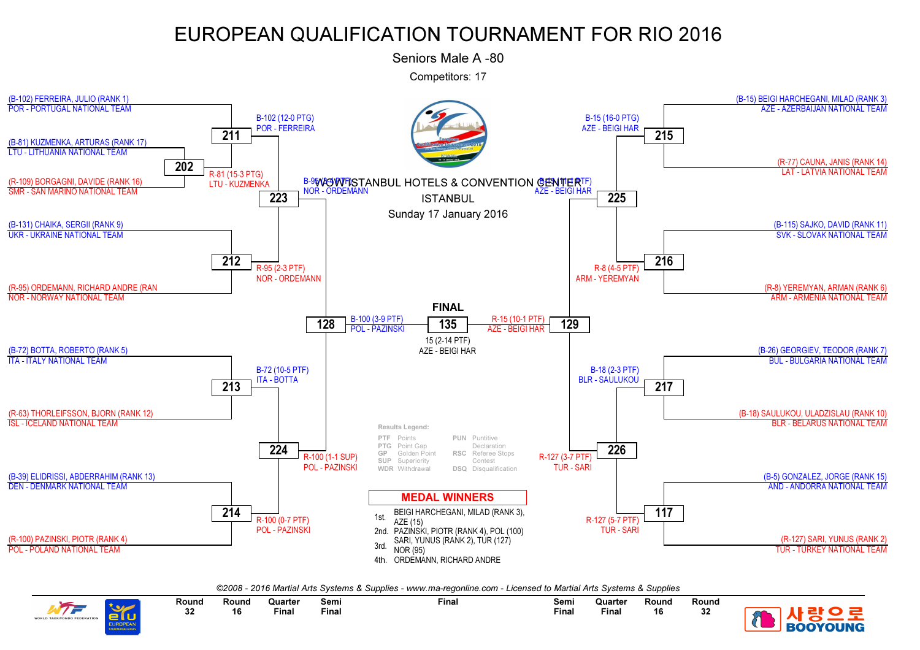# EUROPEAN QUALIFICATION TOURNAMENT FOR RIO 2016

## Seniors Male A -80

Competitors: 17

WOW ISTANBUL HOTELS & CONVENTION CENTER
ISTANBUL
Sunday 17 January 2016

### Left side of bracket

- (B-102) FERREIRA, JULIO (RANK 1) — POR - PORTUGAL NATIONAL TEAM
- (B-81) KUZMENKA, ARTURAS (RANK 17) — LTU - LITHUANIA NATIONAL TEAM
- (R-109) BORGAGNI, DAVIDE (RANK 16) — SMR - SAN MARINO NATIONAL TEAM
- (B-131) CHAIKA, SERGII (RANK 9) — UKR - UKRAINE NATIONAL TEAM
- (R-95) ORDEMANN, RICHARD ANDRE (RAN — NOR - NORWAY NATIONAL TEAM
- (B-72) BOTTA, ROBERTO (RANK 5) — ITA - ITALY NATIONAL TEAM
- (R-63) THORLEIFSSON, BJORN (RANK 12) — ISL - ICELAND NATIONAL TEAM
- (B-39) ELIDRISSI, ABDERRAHIM (RANK 13) — DEN - DENMARK NATIONAL TEAM
- (R-100) PAZINSKI, PIOTR (RANK 4) — POL - POLAND NATIONAL TEAM

| Match | Result |
|---|---|
| 202 | R-81 (15-3 PTG) LTU - KUZMENKA |
| 211 | B-102 (12-0 PTG) POR - FERREIRA |
| 212 | R-95 (2-3 PTF) NOR - ORDEMANN |
| 223 | B-95 (6-1 PTF) NOR - ORDEMANN |
| 213 | B-72 (10-5 PTF) ITA - BOTTA |
| 214 | R-100 (0-7 PTF) POL - PAZINSKI |
| 224 | R-100 (1-1 SUP) POL - PAZINSKI |
| 128 | B-100 (3-9 PTF) POL - PAZINSKI |

### Right side of bracket

- (B-15) BEIGI HARCHEGANI, MILAD (RANK 3) — AZE - AZERBAIJAN NATIONAL TEAM
- (R-77) CAUNA, JANIS (RANK 14) — LAT - LATVIA NATIONAL TEAM
- (B-115) SAJKO, DAVID (RANK 11) — SVK - SLOVAK NATIONAL TEAM
- (R-8) YEREMYAN, ARMAN (RANK 6) — ARM - ARMENIA NATIONAL TEAM
- (B-26) GEORGIEV, TEODOR (RANK 7) — BUL - BULGARIA NATIONAL TEAM
- (B-18) SAULUKOU, ULADZISLAU (RANK 10) — BLR - BELARUS NATIONAL TEAM
- (B-5) GONZALEZ, JORGE (RANK 15) — AND - ANDORRA NATIONAL TEAM
- (R-127) SARI, YUNUS (RANK 2) — TUR - TURKEY NATIONAL TEAM

| Match | Result |
|---|---|
| 215 | B-15 (16-0 PTG) AZE - BEIGI HAR |
| 216 | R-8 (4-5 PTF) ARM - YEREMYAN |
| 225 | B-15 (11-1 PTF) AZE - BEIGI HAR |
| 217 | B-18 (2-3 PTF) BLR - SAULUKOU |
| 117 | R-127 (5-7 PTF) TUR - SARI |
| 226 | R-127 (3-7 PTF) TUR - SARI |
| 129 | R-15 (10-1 PTF) AZE - BEIGI HAR |

### FINAL

135 — 15 (2-14 PTF) AZE - BEIGI HAR

### Results Legend:

| Code | Meaning | Code | Meaning |
|---|---|---|---|
| PTF | Points | PUN | Puntitive Declaration |
| PTG | Point Gap | RSC | Referee Stops Contest |
| GP | Golden Point | DSQ | Disqualification |
| SUP | Superiority | | |
| WDR | Withdrawal | | |

### MEDAL WINNERS

| Place | Winner |
|---|---|
| 1st. | BEIGI HARCHEGANI, MILAD (RANK 3), AZE (15) |
| 2nd. | PAZINSKI, PIOTR (RANK 4), POL (100) |
| 3rd. | SARI, YUNUS (RANK 2), TUR (127) NOR (95) |
| 4th. | ORDEMANN, RICHARD ANDRE |

*©2008 - 2016 Martial Arts Systems & Supplies - www.ma-regonline.com - Licensed to Martial Arts Systems & Supplies*

| Round 32 | Round 16 | Quarter Final | Semi Final | Final | Semi Final | Quarter Final | Round 16 | Round 32 |
|---|---|---|---|---|---|---|---|---|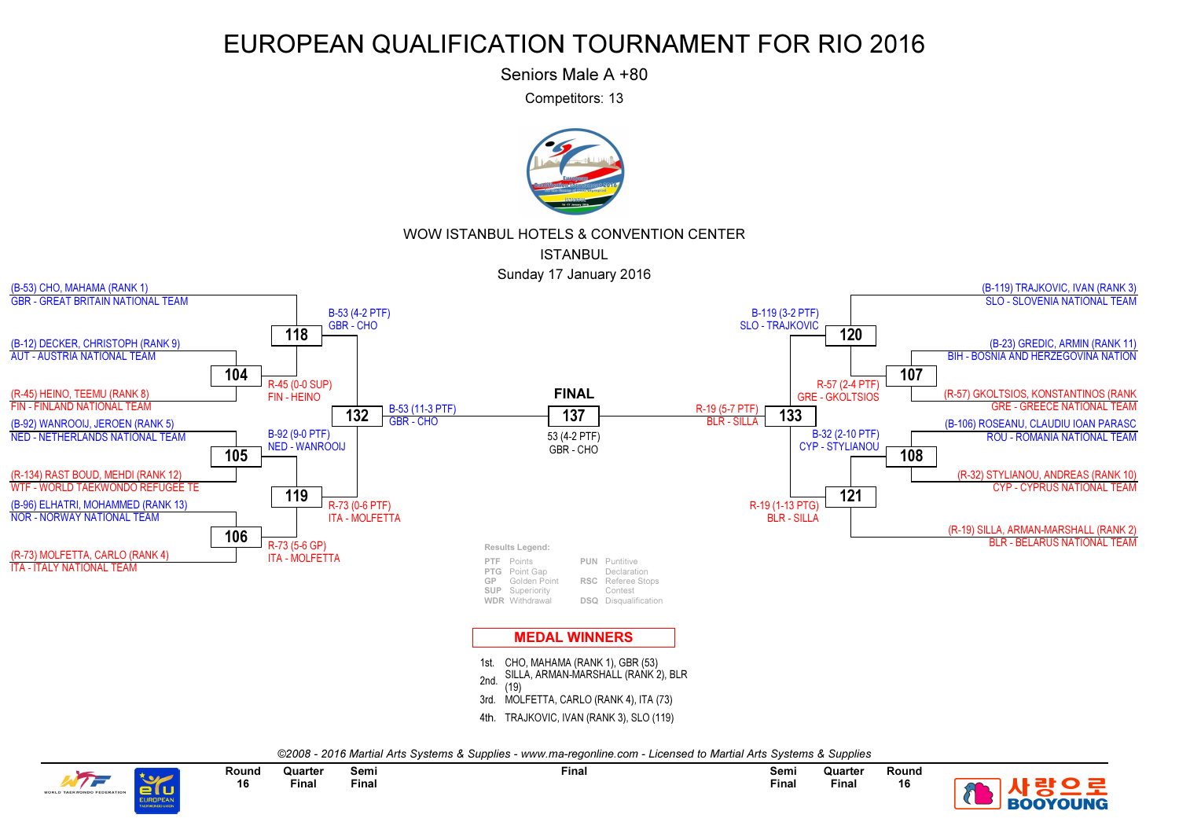# EUROPEAN QUALIFICATION TOURNAMENT FOR RIO 2016

Seniors Male A +80

Competitors: 13

WOW ISTANBUL HOTELS & CONVENTION CENTER

ISTANBUL

Sunday 17 January 2016

(B-53) CHO, MAHAMA (RANK 1)
GBR - GREAT BRITAIN NATIONAL TEAM

(B-12) DECKER, CHRISTOPH (RANK 9)
AUT - AUSTRIA NATIONAL TEAM

(R-45) HEINO, TEEMU (RANK 8)
FIN - FINLAND NATIONAL TEAM

(B-92) WANROOIJ, JEROEN (RANK 5)
NED - NETHERLANDS NATIONAL TEAM

(R-134) RAST BOUD, MEHDI (RANK 12)
WTF - WORLD TAEKWONDO REFUGEE TE

(B-96) ELHATRI, MOHAMMED (RANK 13)
NOR - NORWAY NATIONAL TEAM

(R-73) MOLFETTA, CARLO (RANK 4)
ITA - ITALY NATIONAL TEAM

104
R-45 (0-0 SUP)
FIN - HEINO

105
B-92 (9-0 PTF)
NED - WANROOIJ

106
R-73 (5-6 GP)
ITA - MOLFETTA

118
B-53 (4-2 PTF)
GBR - CHO

119
R-73 (0-6 PTF)
ITA - MOLFETTA

132
B-53 (11-3 PTF)
GBR - CHO

**FINAL**

137
53 (4-2 PTF)
GBR - CHO

133
R-19 (5-7 PTF)
BLR - SILLA

120
B-119 (3-2 PTF)
SLO - TRAJKOVIC

121
R-19 (1-13 PTG)
BLR - SILLA

107
R-57 (2-4 PTF)
GRE - GKOLTSIOS

108
B-32 (2-10 PTF)
CYP - STYLIANOU

(B-119) TRAJKOVIC, IVAN (RANK 3)
SLO - SLOVENIA NATIONAL TEAM

(B-23) GREDIC, ARMIN (RANK 11)
BIH - BOSNIA AND HERZEGOVINA NATION

(R-57) GKOLTSIOS, KONSTANTINOS (RANK
GRE - GREECE NATIONAL TEAM

(B-106) ROSEANU, CLAUDIU IOAN PARASC
ROU - ROMANIA NATIONAL TEAM

(R-32) STYLIANOU, ANDREAS (RANK 10)
CYP - CYPRUS NATIONAL TEAM

(R-19) SILLA, ARMAN-MARSHALL (RANK 2)
BLR - BELARUS NATIONAL TEAM

**Results Legend:**

| | | | |
|---|---|---|---|
| PTF | Points | PUN | Puntitive Declaration |
| PTG | Point Gap | RSC | Referee Stops Contest |
| GP | Golden Point | DSQ | Disqualification |
| SUP | Superiority | | |
| WDR | Withdrawal | | |

## MEDAL WINNERS

| | |
|---|---|
| 1st. | CHO, MAHAMA (RANK 1), GBR (53) |
| 2nd. | SILLA, ARMAN-MARSHALL (RANK 2), BLR (19) |
| 3rd. | MOLFETTA, CARLO (RANK 4), ITA (73) |
| 4th. | TRAJKOVIC, IVAN (RANK 3), SLO (119) |

*©2008 - 2016 Martial Arts Systems & Supplies - www.ma-regonline.com - Licensed to Martial Arts Systems & Supplies*

Round 16 | Quarter Final | Semi Final | Final | Semi Final | Quarter Final | Round 16